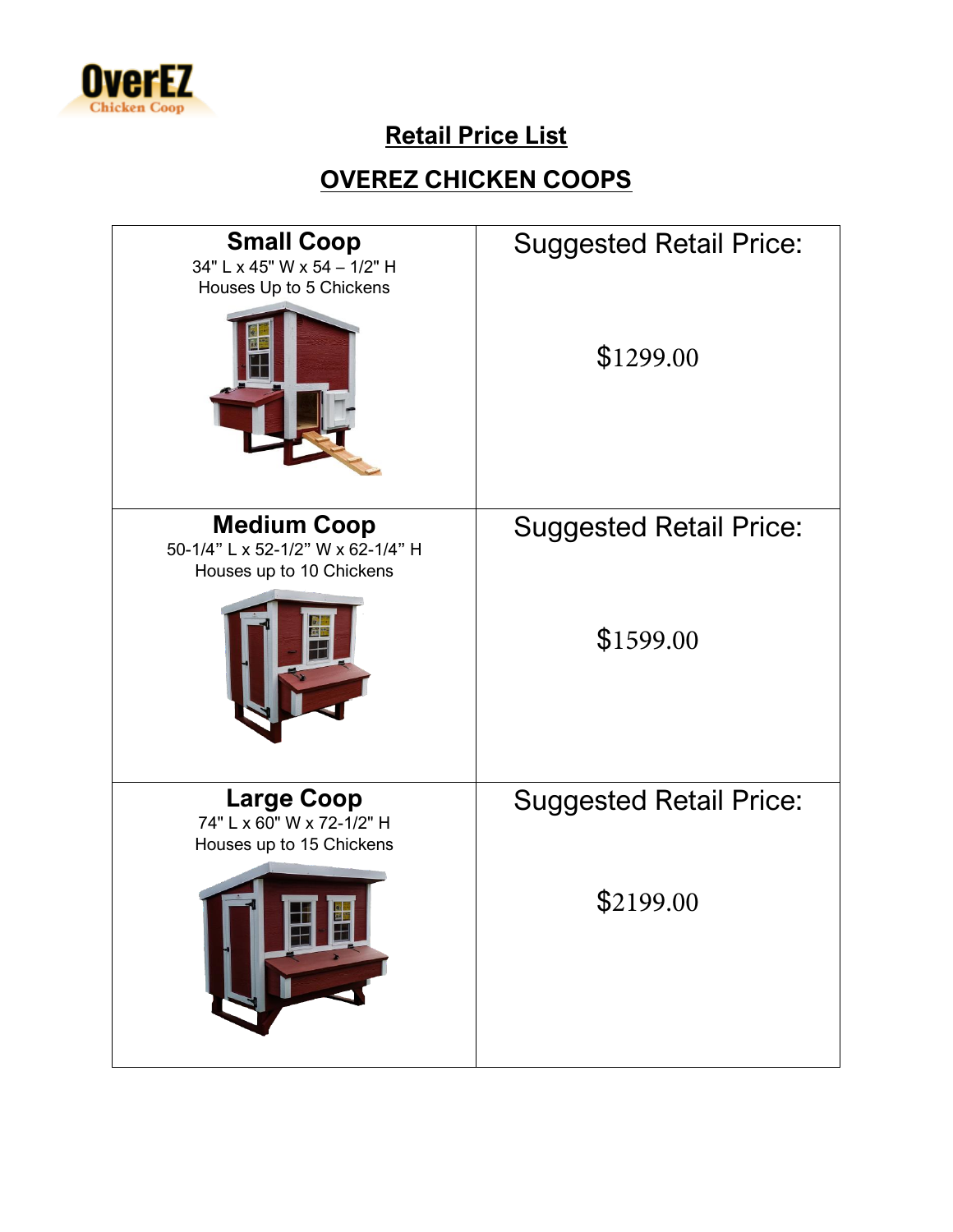OverEZ Chicken Coop

## Retail Price List

## OVEREZ CHICKEN COOPS

| | |
|---|---|
| **Small Coop**<br>34" L x 45" W x 54 – 1/2" H<br>Houses Up to 5 Chickens | Suggested Retail Price:<br><br>$1299.00 |
| **Medium Coop**<br>50-1/4" L x 52-1/2" W x 62-1/4" H<br>Houses up to 10 Chickens | Suggested Retail Price:<br><br>$1599.00 |
| **Large Coop**<br>74" L x 60" W x 72-1/2" H<br>Houses up to 15 Chickens | Suggested Retail Price:<br><br>$2199.00 |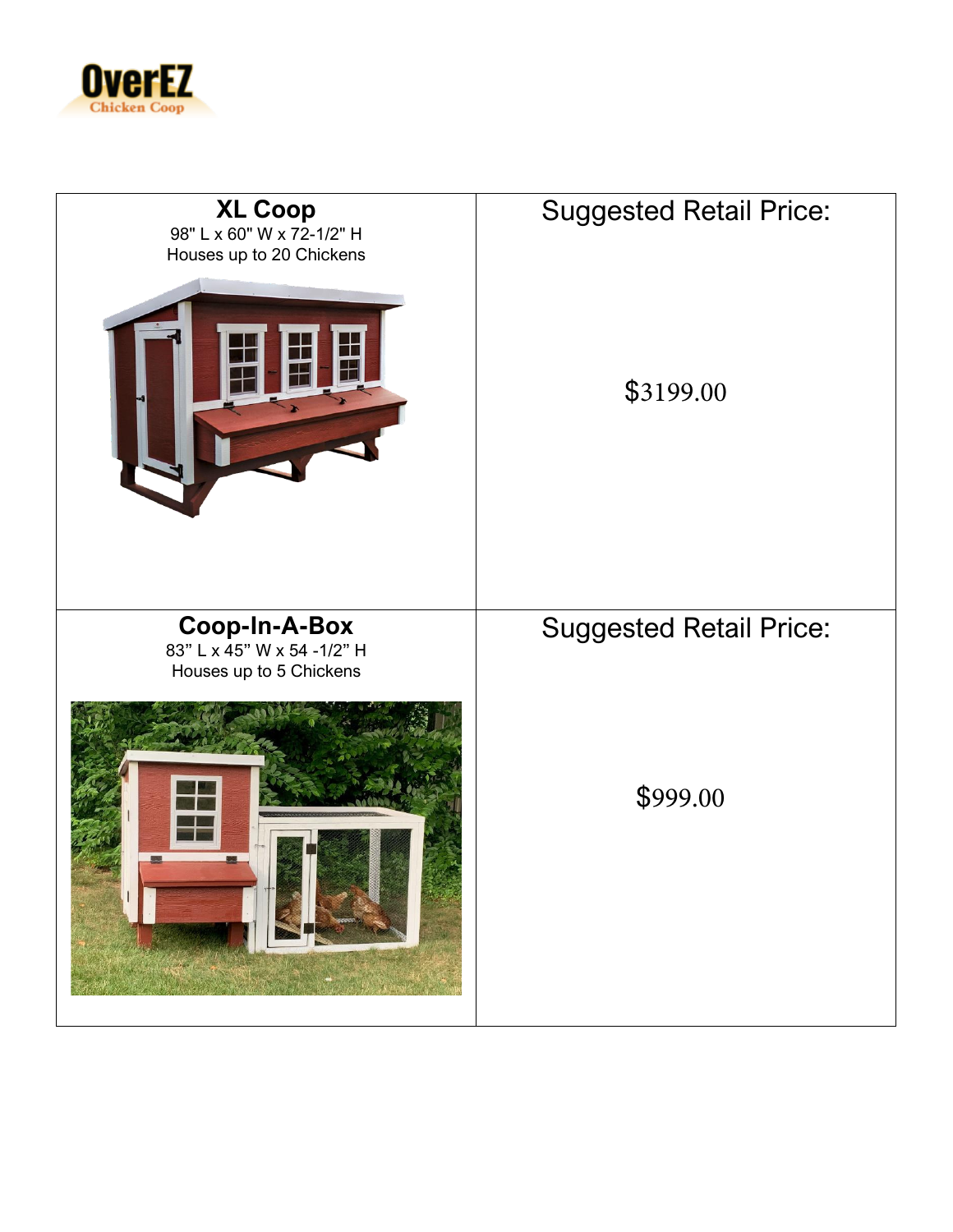| **XL Coop**<br>98" L x 60" W x 72-1/2" H<br>Houses up to 20 Chickens | Suggested Retail Price:<br><br>$3199.00 |
| --- | --- |
| **Coop-In-A-Box**<br>83" L x 45" W x 54 -1/2" H<br>Houses up to 5 Chickens | Suggested Retail Price:<br><br>$999.00 |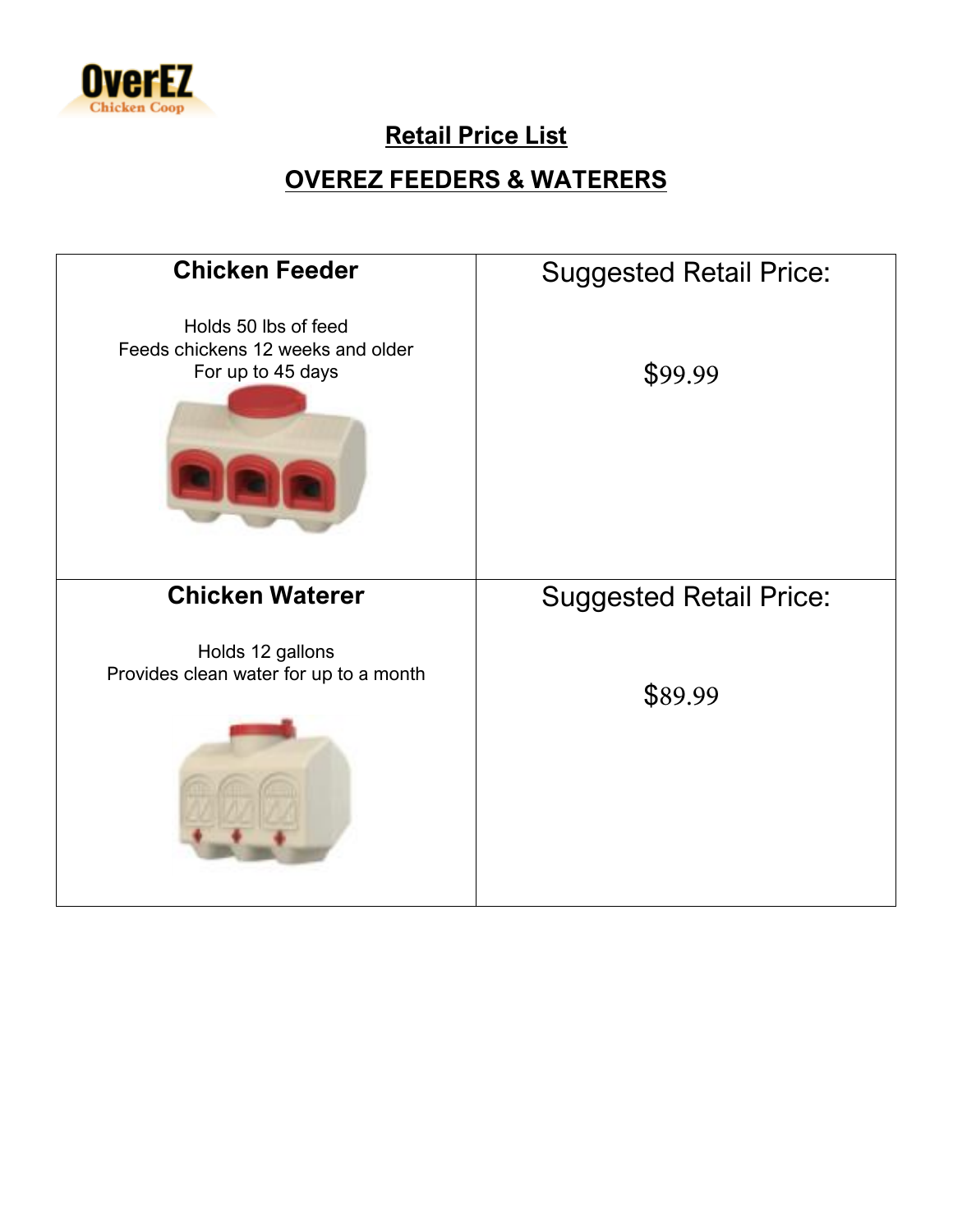OverEZ Chicken Coop

## Retail Price List

## OVEREZ FEEDERS & WATERERS

| Product | Price |
| --- | --- |
| **Chicken Feeder**<br><br>Holds 50 lbs of feed<br>Feeds chickens 12 weeks and older<br>For up to 45 days | Suggested Retail Price:<br><br>$99.99 |
| **Chicken Waterer**<br><br>Holds 12 gallons<br>Provides clean water for up to a month | Suggested Retail Price:<br><br>$89.99 |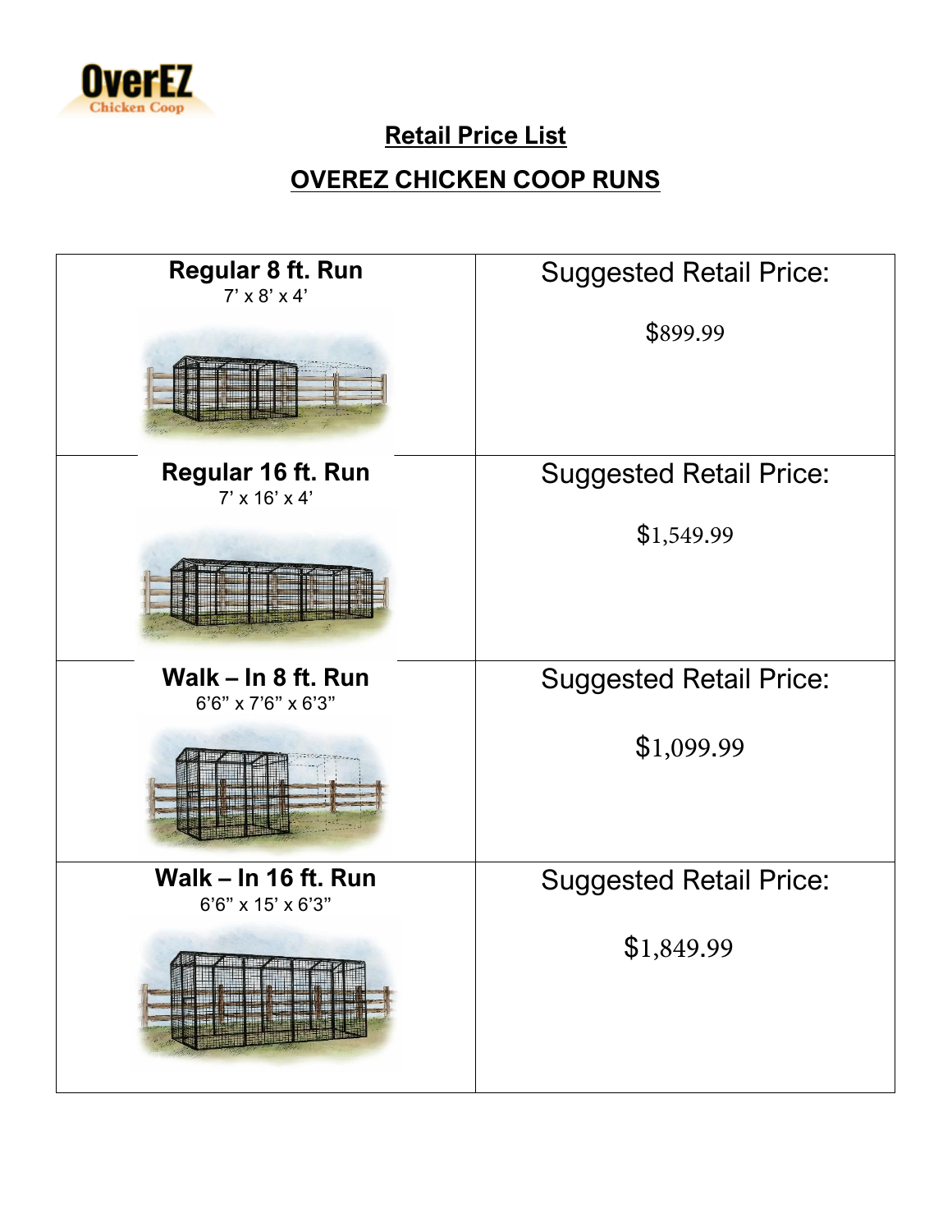OverEZ Chicken Coop

## Retail Price List

## OVEREZ CHICKEN COOP RUNS

| | |
|---|---|
| **Regular 8 ft. Run**<br>7' x 8' x 4' | Suggested Retail Price:<br><br>$899.99 |
| **Regular 16 ft. Run**<br>7' x 16' x 4' | Suggested Retail Price:<br><br>$1,549.99 |
| **Walk – In 8 ft. Run**<br>6'6" x 7'6" x 6'3" | Suggested Retail Price:<br><br>$1,099.99 |
| **Walk – In 16 ft. Run**<br>6'6" x 15' x 6'3" | Suggested Retail Price:<br><br>$1,849.99 |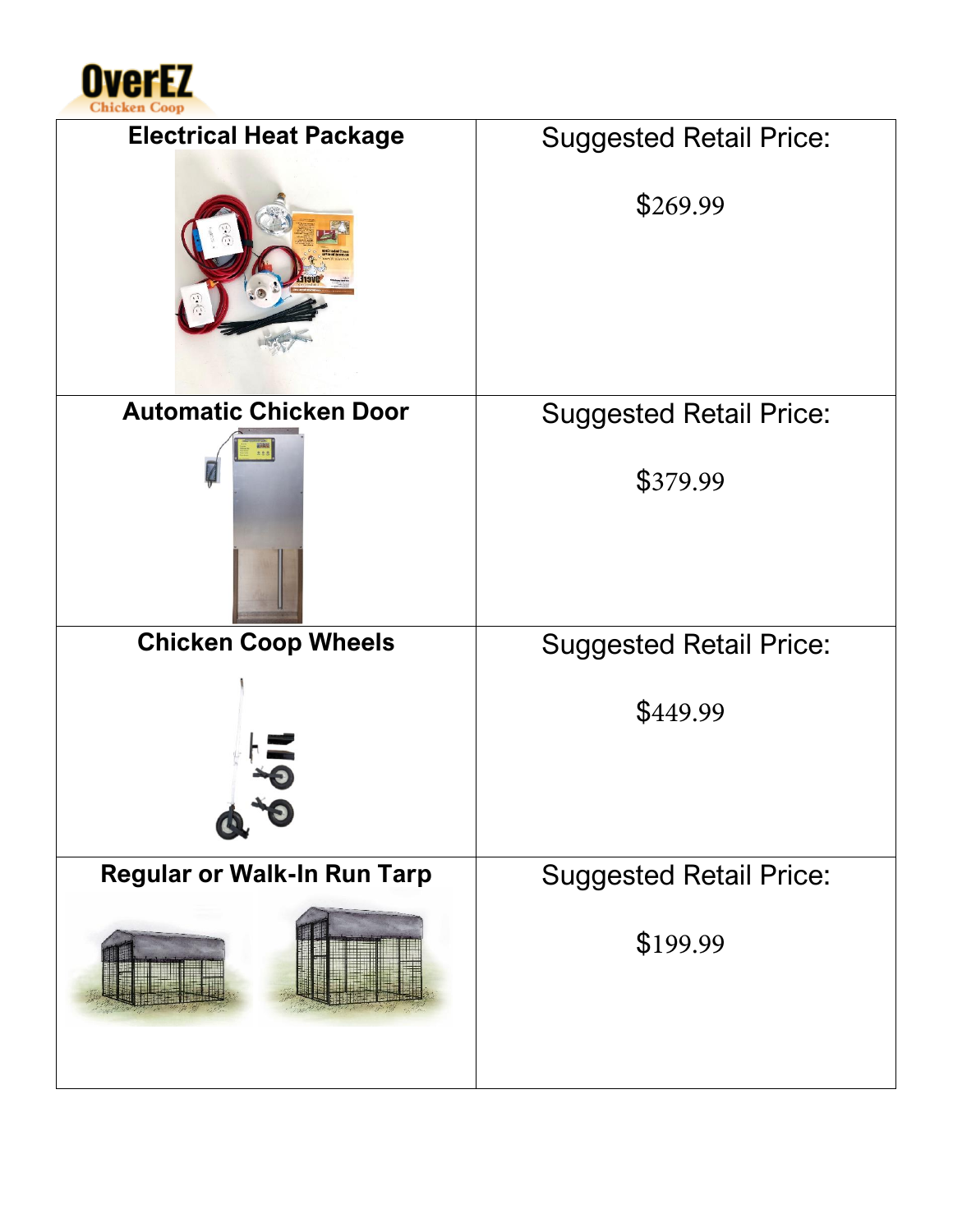OverEZ Chicken Coop

| Electrical Heat Package | Suggested Retail Price: $269.99 |
| --- | --- |
| **Automatic Chicken Door** | Suggested Retail Price: $379.99 |
| **Chicken Coop Wheels** | Suggested Retail Price: $449.99 |
| **Regular or Walk-In Run Tarp** | Suggested Retail Price: $199.99 |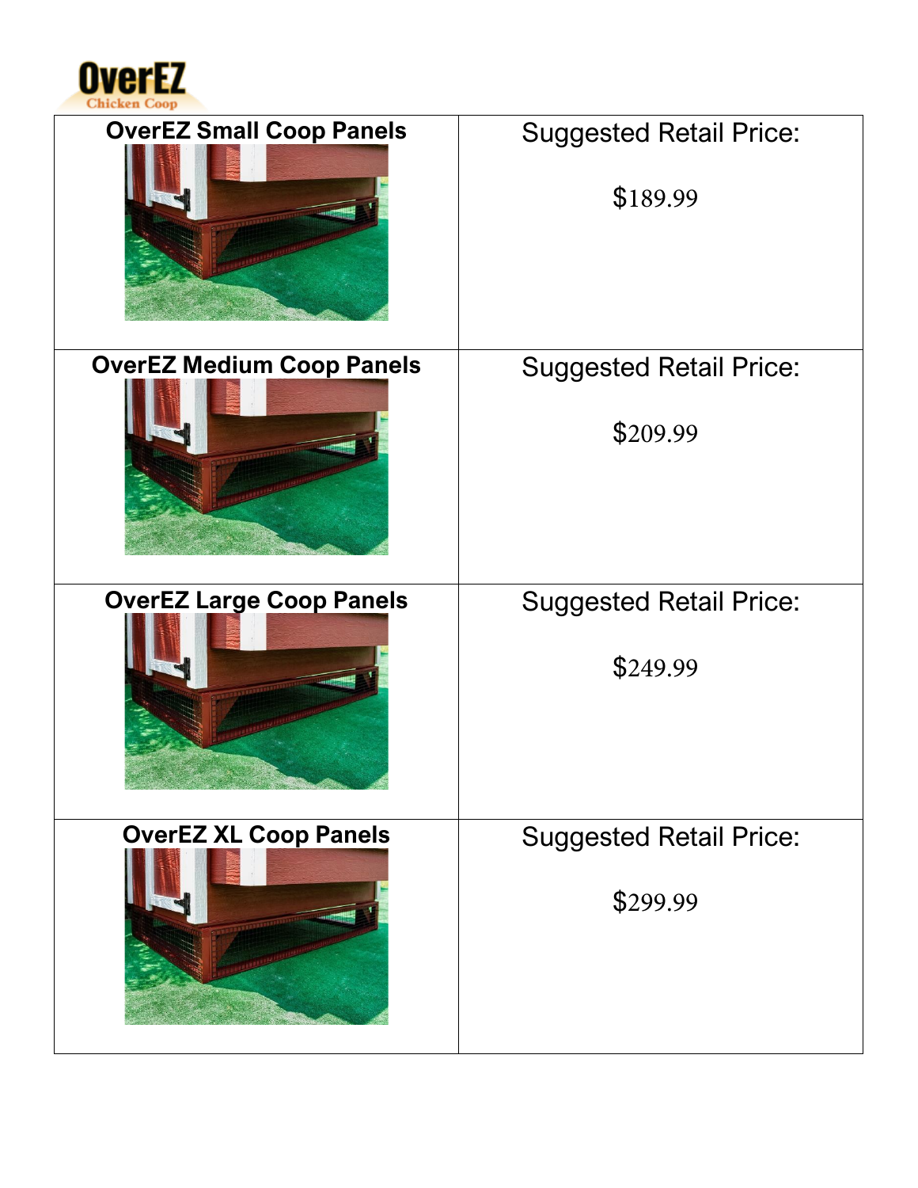OverEZ
Chicken Coop

| | |
|---|---|
| **OverEZ Small Coop Panels** | Suggested Retail Price: $189.99 |
| **OverEZ Medium Coop Panels** | Suggested Retail Price: $209.99 |
| **OverEZ Large Coop Panels** | Suggested Retail Price: $249.99 |
| **OverEZ XL Coop Panels** | Suggested Retail Price: $299.99 |